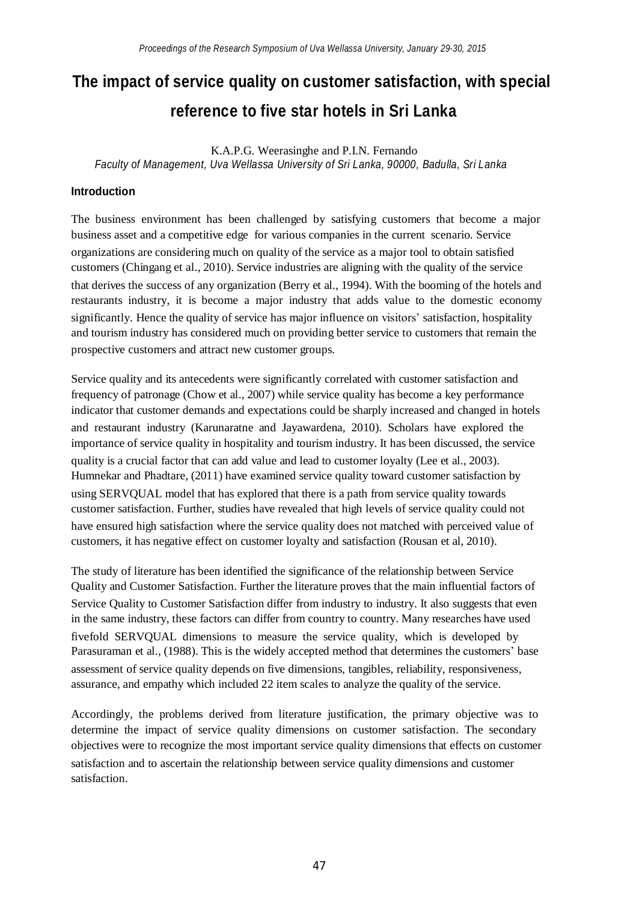# The impact of service quality on customer satisfaction, with special reference to five star hotels in Sri Lanka

K.A.P.G. Weerasinghe and P.I.N. Fernando

*Faculty of Management, Uva Wellassa University of Sri Lanka, 90000, Badulla, Sri Lanka*

## Introduction

The business environment has been challenged by satisfying customers that become a major business asset and a competitive edge for various companies in the current scenario. Service organizations are considering much on quality of the service as a major tool to obtain satisfied customers (Chingang et al., 2010). Service industries are aligning with the quality of the service that derives the success of any organization (Berry et al., 1994). With the booming of the hotels and restaurants industry, it is become a major industry that adds value to the domestic economy significantly. Hence the quality of service has major influence on visitors' satisfaction, hospitality and tourism industry has considered much on providing better service to customers that remain the prospective customers and attract new customer groups.

Service quality and its antecedents were significantly correlated with customer satisfaction and frequency of patronage (Chow et al., 2007) while service quality has become a key performance indicator that customer demands and expectations could be sharply increased and changed in hotels and restaurant industry (Karunaratne and Jayawardena, 2010). Scholars have explored the importance of service quality in hospitality and tourism industry. It has been discussed, the service quality is a crucial factor that can add value and lead to customer loyalty (Lee et al., 2003). Humnekar and Phadtare, (2011) have examined service quality toward customer satisfaction by using SERVQUAL model that has explored that there is a path from service quality towards customer satisfaction. Further, studies have revealed that high levels of service quality could not have ensured high satisfaction where the service quality does not matched with perceived value of customers, it has negative effect on customer loyalty and satisfaction (Rousan et al, 2010).

The study of literature has been identified the significance of the relationship between Service Quality and Customer Satisfaction. Further the literature proves that the main influential factors of Service Quality to Customer Satisfaction differ from industry to industry. It also suggests that even in the same industry, these factors can differ from country to country. Many researches have used fivefold SERVQUAL dimensions to measure the service quality, which is developed by Parasuraman et al., (1988). This is the widely accepted method that determines the customers' base assessment of service quality depends on five dimensions, tangibles, reliability, responsiveness, assurance, and empathy which included 22 item scales to analyze the quality of the service.

Accordingly, the problems derived from literature justification, the primary objective was to determine the impact of service quality dimensions on customer satisfaction. The secondary objectives were to recognize the most important service quality dimensions that effects on customer satisfaction and to ascertain the relationship between service quality dimensions and customer satisfaction.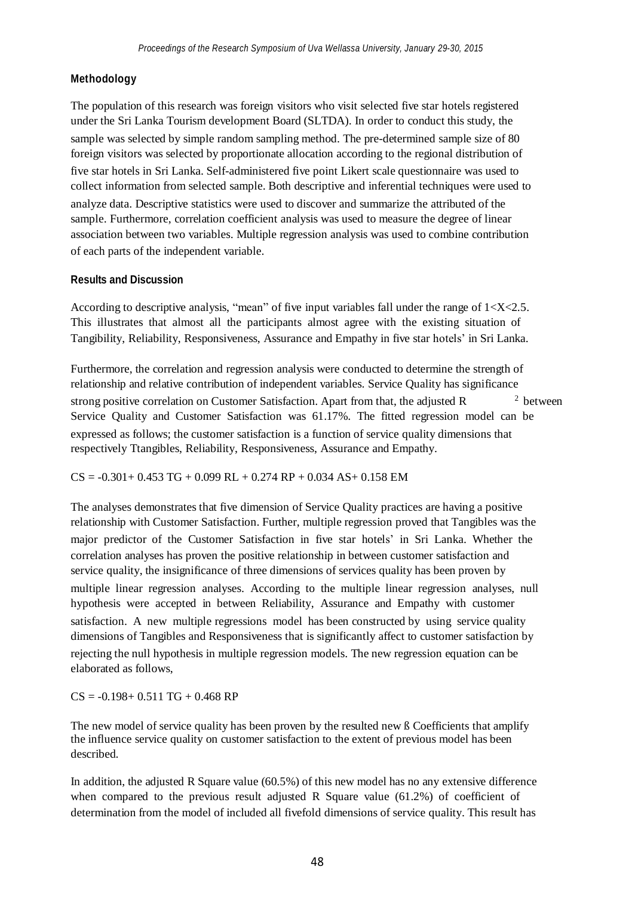## Methodology

The population of this research was foreign visitors who visit selected five star hotels registered under the Sri Lanka Tourism development Board (SLTDA). In order to conduct this study, the sample was selected by simple random sampling method. The pre-determined sample size of 80 foreign visitors was selected by proportionate allocation according to the regional distribution of five star hotels in Sri Lanka. Self-administered five point Likert scale questionnaire was used to collect information from selected sample. Both descriptive and inferential techniques were used to analyze data. Descriptive statistics were used to discover and summarize the attributed of the sample. Furthermore, correlation coefficient analysis was used to measure the degree of linear association between two variables. Multiple regression analysis was used to combine contribution of each parts of the independent variable.

## Results and Discussion

According to descriptive analysis, "mean" of five input variables fall under the range of $1<X<2.5$. This illustrates that almost all the participants almost agree with the existing situation of Tangibility, Reliability, Responsiveness, Assurance and Empathy in five star hotels' in Sri Lanka.

Furthermore, the correlation and regression analysis were conducted to determine the strength of relationship and relative contribution of independent variables. Service Quality has significance strong positive correlation on Customer Satisfaction. Apart from that, the adjusted $R^2$ between Service Quality and Customer Satisfaction was 61.17%. The fitted regression model can be expressed as follows; the customer satisfaction is a function of service quality dimensions that respectively Ttangibles, Reliability, Responsiveness, Assurance and Empathy.

$$CS = -0.301 + 0.453\ TG + 0.099\ RL + 0.274\ RP + 0.034\ AS + 0.158\ EM$$

The analyses demonstrates that five dimension of Service Quality practices are having a positive relationship with Customer Satisfaction. Further, multiple regression proved that Tangibles was the major predictor of the Customer Satisfaction in five star hotels' in Sri Lanka. Whether the correlation analyses has proven the positive relationship in between customer satisfaction and service quality, the insignificance of three dimensions of services quality has been proven by multiple linear regression analyses. According to the multiple linear regression analyses, null hypothesis were accepted in between Reliability, Assurance and Empathy with customer satisfaction. A new multiple regressions model has been constructed by using service quality dimensions of Tangibles and Responsiveness that is significantly affect to customer satisfaction by rejecting the null hypothesis in multiple regression models. The new regression equation can be elaborated as follows,

$$CS = -0.198 + 0.511\ TG + 0.468\ RP$$

The new model of service quality has been proven by the resulted new ß Coefficients that amplify the influence service quality on customer satisfaction to the extent of previous model has been described.

In addition, the adjusted R Square value (60.5%) of this new model has no any extensive difference when compared to the previous result adjusted R Square value (61.2%) of coefficient of determination from the model of included all fivefold dimensions of service quality. This result has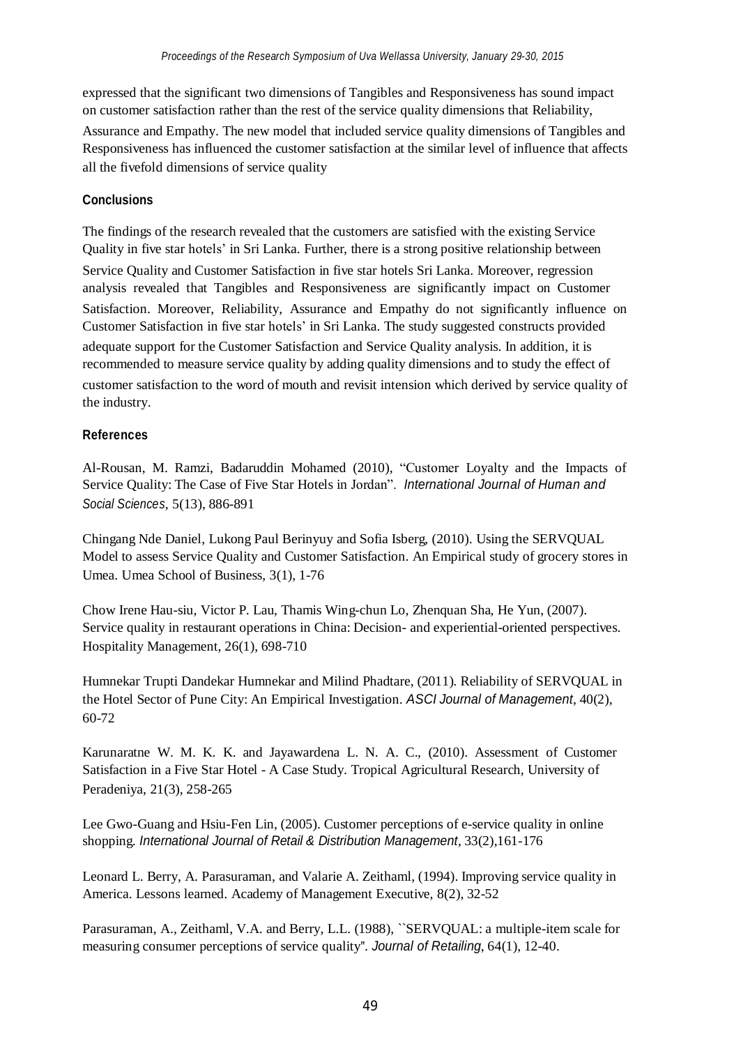expressed that the significant two dimensions of Tangibles and Responsiveness has sound impact on customer satisfaction rather than the rest of the service quality dimensions that Reliability, Assurance and Empathy. The new model that included service quality dimensions of Tangibles and Responsiveness has influenced the customer satisfaction at the similar level of influence that affects all the fivefold dimensions of service quality

## Conclusions

The findings of the research revealed that the customers are satisfied with the existing Service Quality in five star hotels' in Sri Lanka. Further, there is a strong positive relationship between Service Quality and Customer Satisfaction in five star hotels Sri Lanka. Moreover, regression analysis revealed that Tangibles and Responsiveness are significantly impact on Customer Satisfaction. Moreover, Reliability, Assurance and Empathy do not significantly influence on Customer Satisfaction in five star hotels' in Sri Lanka. The study suggested constructs provided adequate support for the Customer Satisfaction and Service Quality analysis. In addition, it is recommended to measure service quality by adding quality dimensions and to study the effect of customer satisfaction to the word of mouth and revisit intension which derived by service quality of the industry.

## References

Al-Rousan, M. Ramzi, Badaruddin Mohamed (2010), "Customer Loyalty and the Impacts of Service Quality: The Case of Five Star Hotels in Jordan". *International Journal of Human and Social Sciences*, 5(13), 886-891

Chingang Nde Daniel, Lukong Paul Berinyuy and Sofia Isberg, (2010). Using the SERVQUAL Model to assess Service Quality and Customer Satisfaction. An Empirical study of grocery stores in Umea. Umea School of Business, 3(1), 1-76

Chow Irene Hau-siu, Victor P. Lau, Thamis Wing-chun Lo, Zhenquan Sha, He Yun, (2007). Service quality in restaurant operations in China: Decision- and experiential-oriented perspectives. Hospitality Management, 26(1), 698-710

Humnekar Trupti Dandekar Humnekar and Milind Phadtare, (2011). Reliability of SERVQUAL in the Hotel Sector of Pune City: An Empirical Investigation. *ASCI Journal of Management*, 40(2), 60-72

Karunaratne W. M. K. K. and Jayawardena L. N. A. C., (2010). Assessment of Customer Satisfaction in a Five Star Hotel - A Case Study. Tropical Agricultural Research, University of Peradeniya, 21(3), 258-265

Lee Gwo-Guang and Hsiu-Fen Lin, (2005). Customer perceptions of e-service quality in online shopping. *International Journal of Retail & Distribution Management*, 33(2),161-176

Leonard L. Berry, A. Parasuraman, and Valarie A. Zeithaml, (1994). Improving service quality in America. Lessons learned. Academy of Management Executive, 8(2), 32-52

Parasuraman, A., Zeithaml, V.A. and Berry, L.L. (1988), ``SERVQUAL: a multiple-item scale for measuring consumer perceptions of service quality''. *Journal of Retailing*, 64(1), 12-40.